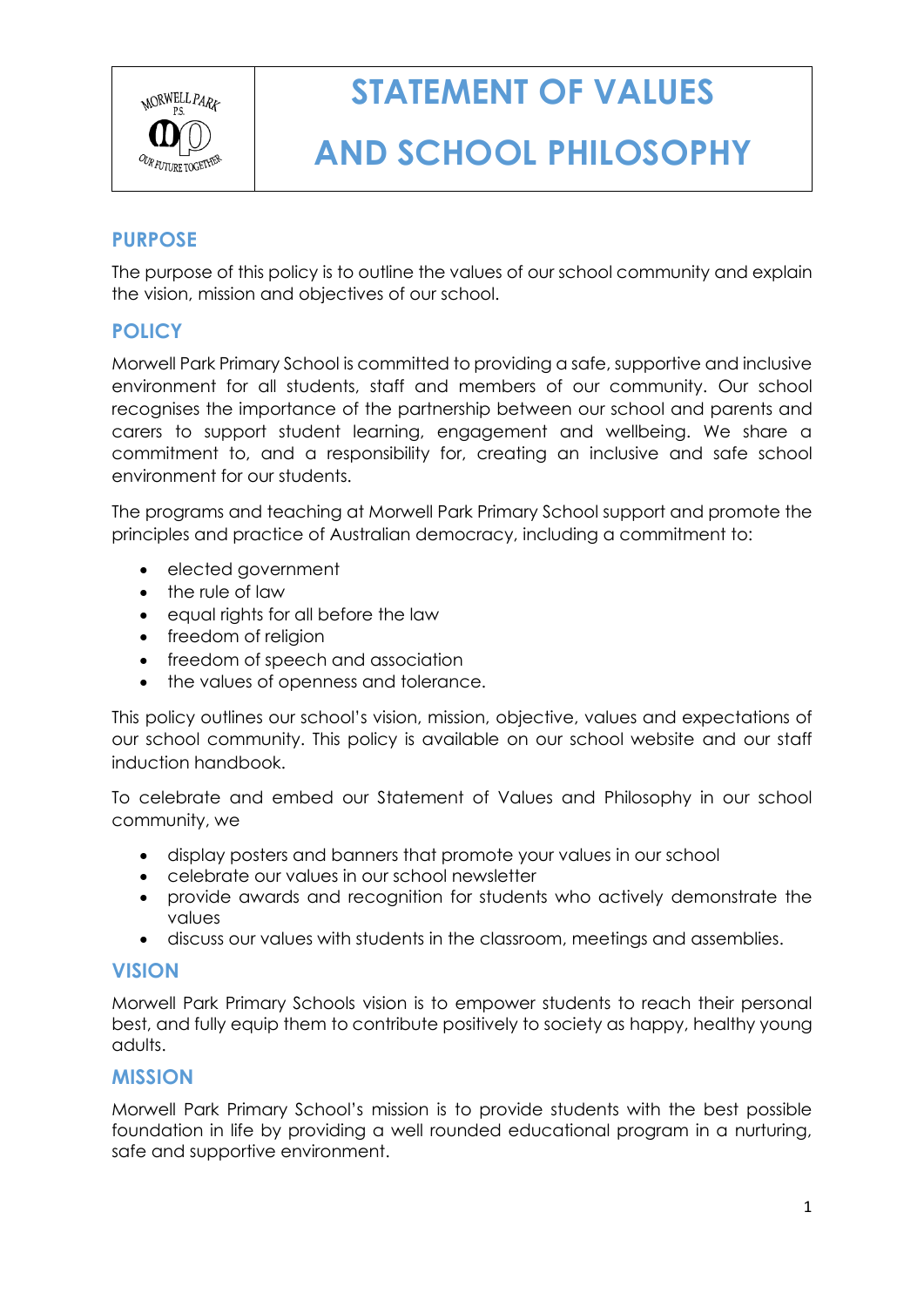# STATEMENT OF VALUES AND SCHOOL PHILOSOPHY

## PURPOSE

The purpose of this policy is to outline the values of our school community and explain the vision, mission and objectives of our school.

## POLICY

Morwell Park Primary School is committed to providing a safe, supportive and inclusive environment for all students, staff and members of our community. Our school recognises the importance of the partnership between our school and parents and carers to support student learning, engagement and wellbeing. We share a commitment to, and a responsibility for, creating an inclusive and safe school environment for our students.

The programs and teaching at Morwell Park Primary School support and promote the principles and practice of Australian democracy, including a commitment to:

- elected government
- the rule of law
- equal rights for all before the law
- freedom of religion
- freedom of speech and association
- the values of openness and tolerance.

This policy outlines our school's vision, mission, objective, values and expectations of our school community. This policy is available on our school website and our staff induction handbook.

To celebrate and embed our Statement of Values and Philosophy in our school community, we

- display posters and banners that promote your values in our school
- celebrate our values in our school newsletter
- provide awards and recognition for students who actively demonstrate the values
- discuss our values with students in the classroom, meetings and assemblies.

## VISION

Morwell Park Primary Schools vision is to empower students to reach their personal best, and fully equip them to contribute positively to society as happy, healthy young adults.

## MISSION

Morwell Park Primary School's mission is to provide students with the best possible foundation in life by providing a well rounded educational program in a nurturing, safe and supportive environment.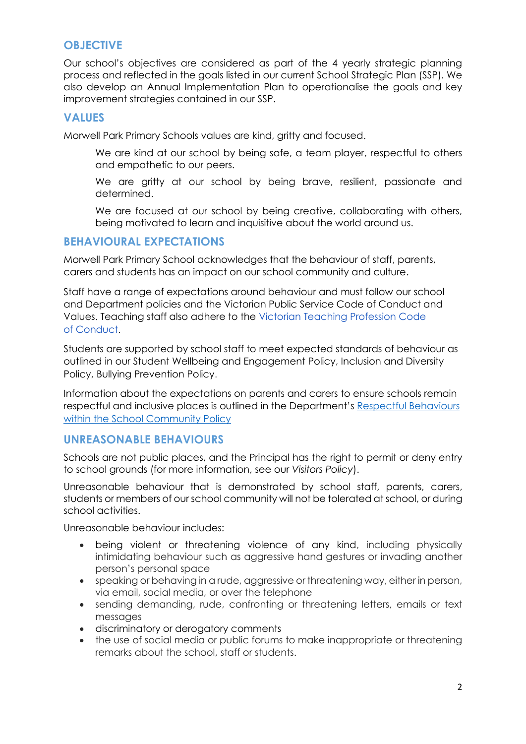## OBJECTIVE

Our school's objectives are considered as part of the 4 yearly strategic planning process and reflected in the goals listed in our current School Strategic Plan (SSP). We also develop an Annual Implementation Plan to operationalise the goals and key improvement strategies contained in our SSP.

## VALUES

Morwell Park Primary Schools values are kind, gritty and focused.

> We are kind at our school by being safe, a team player, respectful to others and empathetic to our peers.
>
> We are gritty at our school by being brave, resilient, passionate and determined.
>
> We are focused at our school by being creative, collaborating with others, being motivated to learn and inquisitive about the world around us.

## BEHAVIOURAL EXPECTATIONS

Morwell Park Primary School acknowledges that the behaviour of staff, parents, carers and students has an impact on our school community and culture.

Staff have a range of expectations around behaviour and must follow our school and Department policies and the Victorian Public Service Code of Conduct and Values. Teaching staff also adhere to the Victorian Teaching Profession Code of Conduct.

Students are supported by school staff to meet expected standards of behaviour as outlined in our Student Wellbeing and Engagement Policy, Inclusion and Diversity Policy, Bullying Prevention Policy.

Information about the expectations on parents and carers to ensure schools remain respectful and inclusive places is outlined in the Department's Respectful Behaviours within the School Community Policy

## UNREASONABLE BEHAVIOURS

Schools are not public places, and the Principal has the right to permit or deny entry to school grounds (for more information, see our *Visitors Policy*).

Unreasonable behaviour that is demonstrated by school staff, parents, carers, students or members of our school community will not be tolerated at school, or during school activities.

Unreasonable behaviour includes:

- being violent or threatening violence of any kind, including physically intimidating behaviour such as aggressive hand gestures or invading another person's personal space
- speaking or behaving in a rude, aggressive or threatening way, either in person, via email, social media, or over the telephone
- sending demanding, rude, confronting or threatening letters, emails or text messages
- discriminatory or derogatory comments
- the use of social media or public forums to make inappropriate or threatening remarks about the school, staff or students.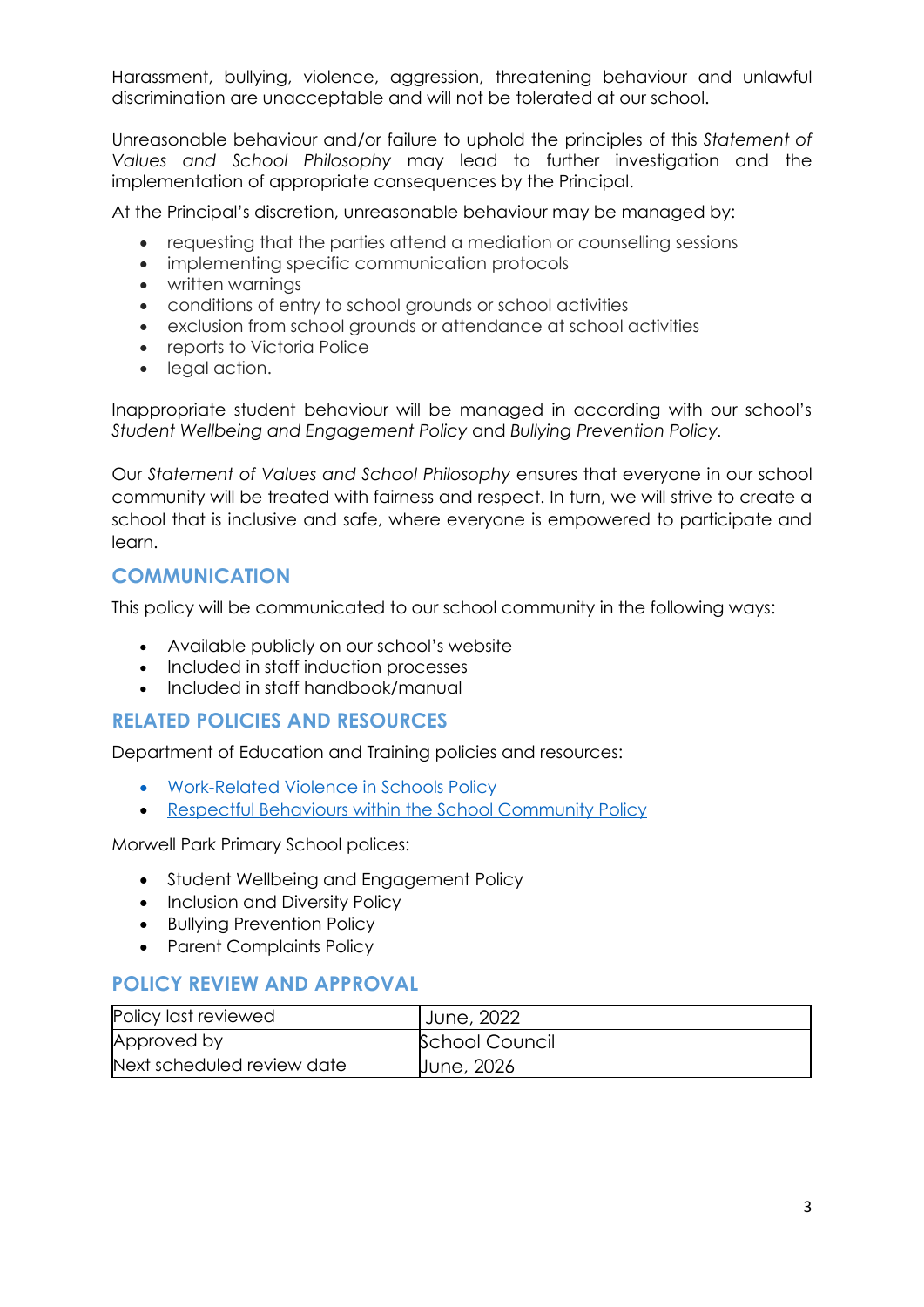Harassment, bullying, violence, aggression, threatening behaviour and unlawful discrimination are unacceptable and will not be tolerated at our school.

Unreasonable behaviour and/or failure to uphold the principles of this *Statement of Values and School Philosophy* may lead to further investigation and the implementation of appropriate consequences by the Principal.

At the Principal's discretion, unreasonable behaviour may be managed by:

- requesting that the parties attend a mediation or counselling sessions
- implementing specific communication protocols
- written warnings
- conditions of entry to school grounds or school activities
- exclusion from school grounds or attendance at school activities
- reports to Victoria Police
- legal action.

Inappropriate student behaviour will be managed in according with our school's *Student Wellbeing and Engagement Policy* and *Bullying Prevention Policy*.

Our *Statement of Values and School Philosophy* ensures that everyone in our school community will be treated with fairness and respect. In turn, we will strive to create a school that is inclusive and safe, where everyone is empowered to participate and learn.

## COMMUNICATION

This policy will be communicated to our school community in the following ways:

- Available publicly on our school's website
- Included in staff induction processes
- Included in staff handbook/manual

## RELATED POLICIES AND RESOURCES

Department of Education and Training policies and resources:

- Work-Related Violence in Schools Policy
- Respectful Behaviours within the School Community Policy

Morwell Park Primary School polices:

- Student Wellbeing and Engagement Policy
- Inclusion and Diversity Policy
- Bullying Prevention Policy
- Parent Complaints Policy

## POLICY REVIEW AND APPROVAL

| | |
|---|---|
| Policy last reviewed | June, 2022 |
| Approved by | School Council |
| Next scheduled review date | June, 2026 |